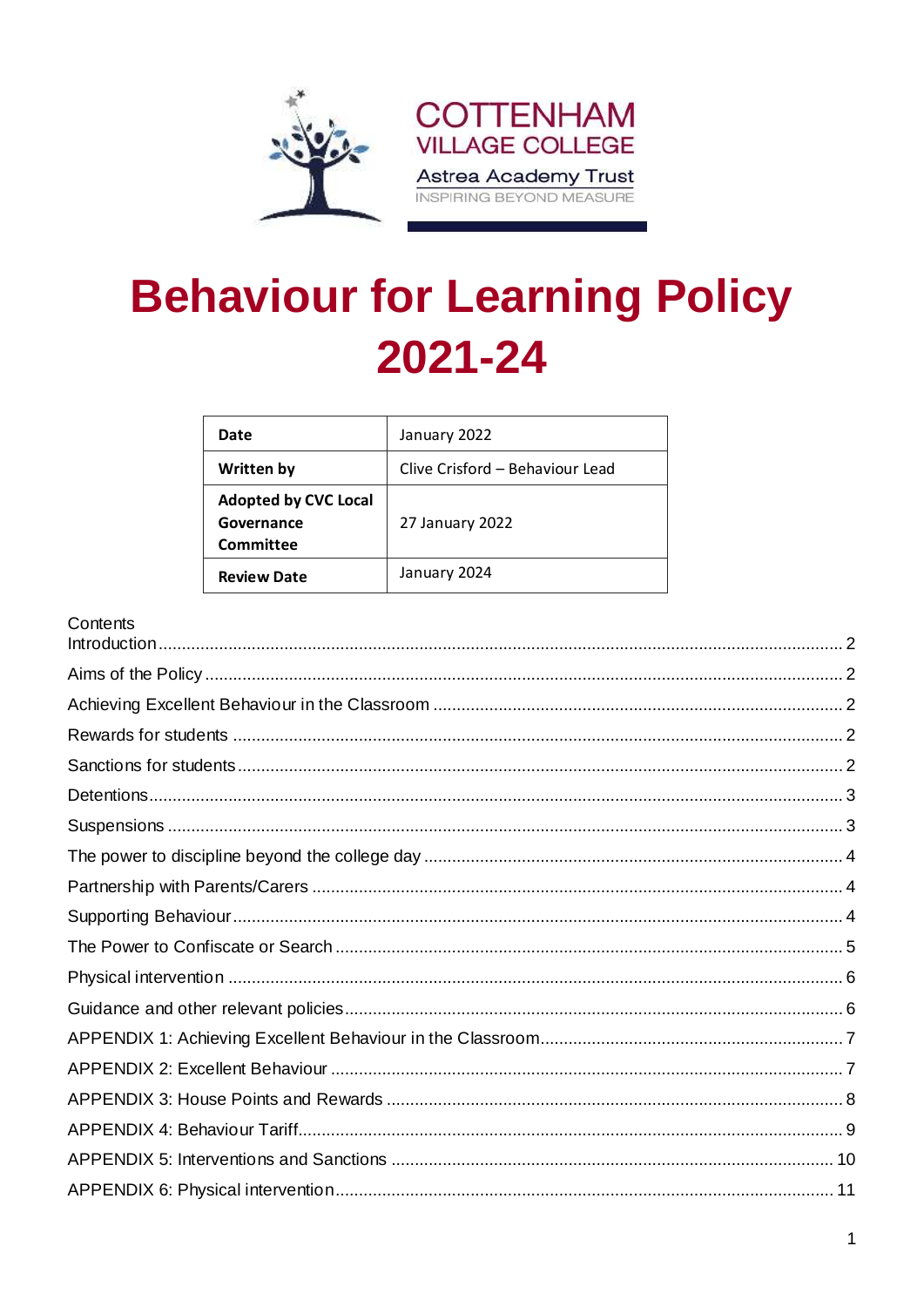COTTENHAM
VILLAGE COLLEGE
Astrea Academy Trust
INSPIRING BEYOND MEASURE

# Behaviour for Learning Policy 2021-24

| **Date** | January 2022 |
|---|---|
| **Written by** | Clive Crisford – Behaviour Lead |
| **Adopted by CVC Local Governance Committee** | 27 January 2022 |
| **Review Date** | January 2024 |

Contents

Introduction ........ 2
Aims of the Policy ........ 2
Achieving Excellent Behaviour in the Classroom ........ 2
Rewards for students ........ 2
Sanctions for students ........ 2
Detentions ........ 3
Suspensions ........ 3
The power to discipline beyond the college day ........ 4
Partnership with Parents/Carers ........ 4
Supporting Behaviour ........ 4
The Power to Confiscate or Search ........ 5
Physical intervention ........ 6
Guidance and other relevant policies ........ 6
APPENDIX 1: Achieving Excellent Behaviour in the Classroom ........ 7
APPENDIX 2: Excellent Behaviour ........ 7
APPENDIX 3: House Points and Rewards ........ 8
APPENDIX 4: Behaviour Tariff ........ 9
APPENDIX 5: Interventions and Sanctions ........ 10
APPENDIX 6: Physical intervention ........ 11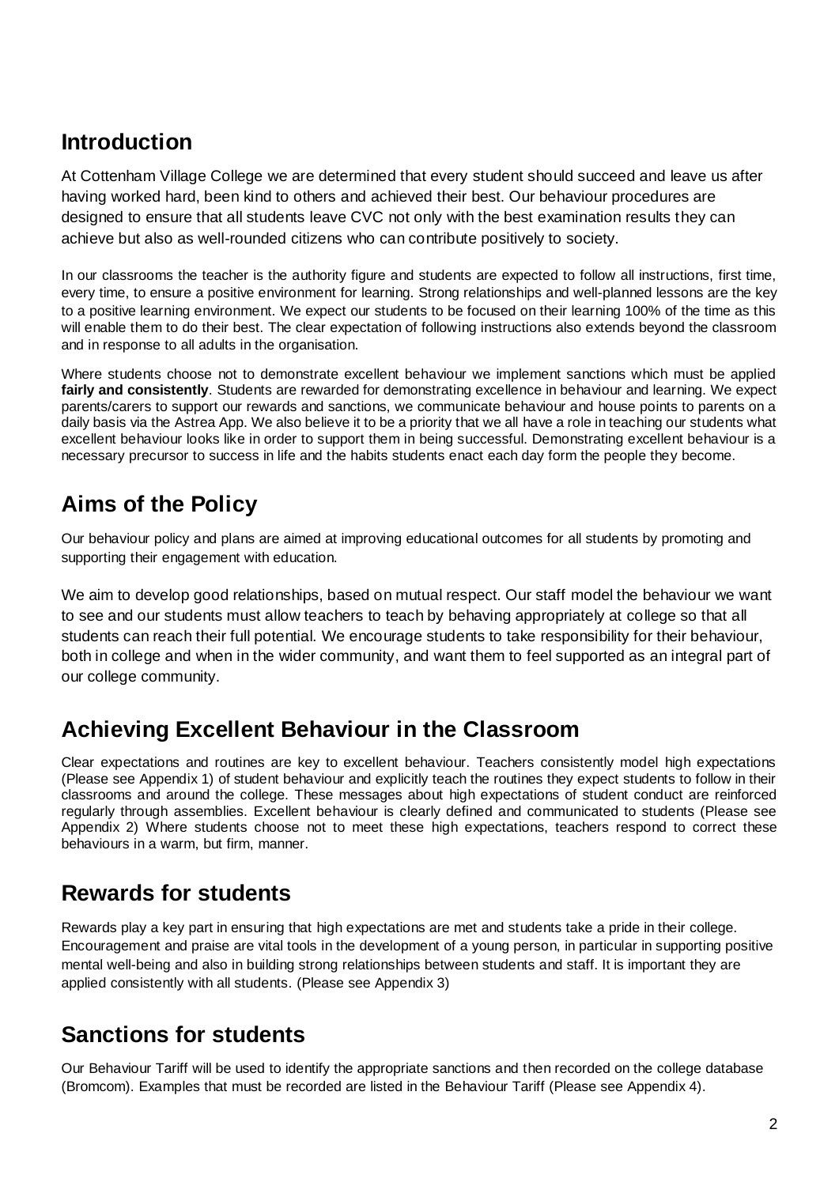## Introduction

At Cottenham Village College we are determined that every student should succeed and leave us after having worked hard, been kind to others and achieved their best. Our behaviour procedures are designed to ensure that all students leave CVC not only with the best examination results they can achieve but also as well-rounded citizens who can contribute positively to society.

In our classrooms the teacher is the authority figure and students are expected to follow all instructions, first time, every time, to ensure a positive environment for learning. Strong relationships and well-planned lessons are the key to a positive learning environment. We expect our students to be focused on their learning 100% of the time as this will enable them to do their best. The clear expectation of following instructions also extends beyond the classroom and in response to all adults in the organisation.

Where students choose not to demonstrate excellent behaviour we implement sanctions which must be applied **fairly and consistently**. Students are rewarded for demonstrating excellence in behaviour and learning. We expect parents/carers to support our rewards and sanctions, we communicate behaviour and house points to parents on a daily basis via the Astrea App. We also believe it to be a priority that we all have a role in teaching our students what excellent behaviour looks like in order to support them in being successful. Demonstrating excellent behaviour is a necessary precursor to success in life and the habits students enact each day form the people they become.

## Aims of the Policy

Our behaviour policy and plans are aimed at improving educational outcomes for all students by promoting and supporting their engagement with education.

We aim to develop good relationships, based on mutual respect. Our staff model the behaviour we want to see and our students must allow teachers to teach by behaving appropriately at college so that all students can reach their full potential. We encourage students to take responsibility for their behaviour, both in college and when in the wider community, and want them to feel supported as an integral part of our college community.

## Achieving Excellent Behaviour in the Classroom

Clear expectations and routines are key to excellent behaviour. Teachers consistently model high expectations (Please see Appendix 1) of student behaviour and explicitly teach the routines they expect students to follow in their classrooms and around the college. These messages about high expectations of student conduct are reinforced regularly through assemblies. Excellent behaviour is clearly defined and communicated to students (Please see Appendix 2) Where students choose not to meet these high expectations, teachers respond to correct these behaviours in a warm, but firm, manner.

## Rewards for students

Rewards play a key part in ensuring that high expectations are met and students take a pride in their college. Encouragement and praise are vital tools in the development of a young person, in particular in supporting positive mental well-being and also in building strong relationships between students and staff. It is important they are applied consistently with all students. (Please see Appendix 3)

## Sanctions for students

Our Behaviour Tariff will be used to identify the appropriate sanctions and then recorded on the college database (Bromcom). Examples that must be recorded are listed in the Behaviour Tariff (Please see Appendix 4).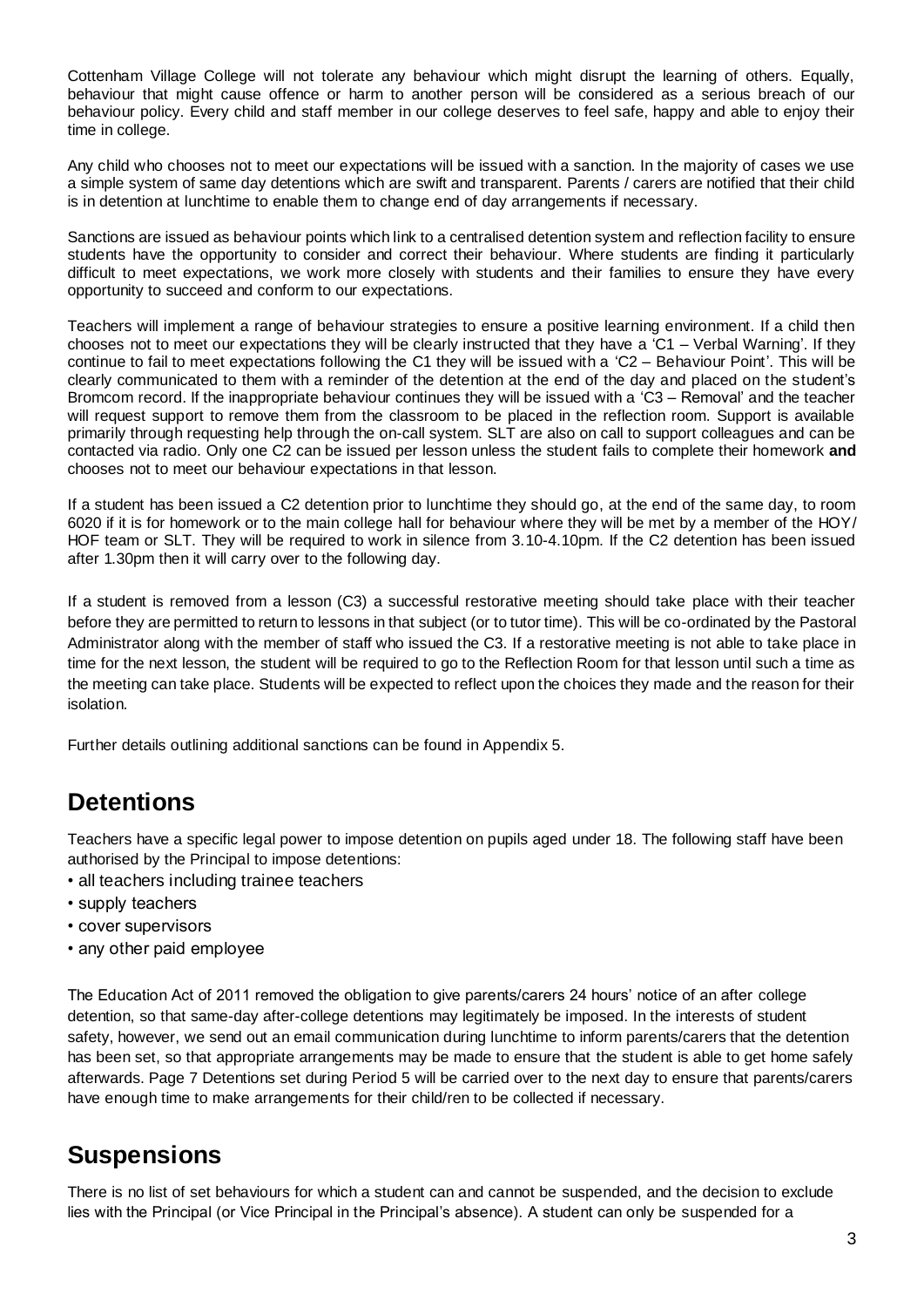Cottenham Village College will not tolerate any behaviour which might disrupt the learning of others. Equally, behaviour that might cause offence or harm to another person will be considered as a serious breach of our behaviour policy. Every child and staff member in our college deserves to feel safe, happy and able to enjoy their time in college.

Any child who chooses not to meet our expectations will be issued with a sanction. In the majority of cases we use a simple system of same day detentions which are swift and transparent. Parents / carers are notified that their child is in detention at lunchtime to enable them to change end of day arrangements if necessary.

Sanctions are issued as behaviour points which link to a centralised detention system and reflection facility to ensure students have the opportunity to consider and correct their behaviour. Where students are finding it particularly difficult to meet expectations, we work more closely with students and their families to ensure they have every opportunity to succeed and conform to our expectations.

Teachers will implement a range of behaviour strategies to ensure a positive learning environment. If a child then chooses not to meet our expectations they will be clearly instructed that they have a 'C1 – Verbal Warning'. If they continue to fail to meet expectations following the C1 they will be issued with a 'C2 – Behaviour Point'. This will be clearly communicated to them with a reminder of the detention at the end of the day and placed on the student's Bromcom record. If the inappropriate behaviour continues they will be issued with a 'C3 – Removal' and the teacher will request support to remove them from the classroom to be placed in the reflection room. Support is available primarily through requesting help through the on-call system. SLT are also on call to support colleagues and can be contacted via radio. Only one C2 can be issued per lesson unless the student fails to complete their homework **and** chooses not to meet our behaviour expectations in that lesson.

If a student has been issued a C2 detention prior to lunchtime they should go, at the end of the same day, to room 6020 if it is for homework or to the main college hall for behaviour where they will be met by a member of the HOY/ HOF team or SLT. They will be required to work in silence from 3.10-4.10pm. If the C2 detention has been issued after 1.30pm then it will carry over to the following day.

If a student is removed from a lesson (C3) a successful restorative meeting should take place with their teacher before they are permitted to return to lessons in that subject (or to tutor time). This will be co-ordinated by the Pastoral Administrator along with the member of staff who issued the C3. If a restorative meeting is not able to take place in time for the next lesson, the student will be required to go to the Reflection Room for that lesson until such a time as the meeting can take place. Students will be expected to reflect upon the choices they made and the reason for their isolation.

Further details outlining additional sanctions can be found in Appendix 5.

## Detentions

Teachers have a specific legal power to impose detention on pupils aged under 18. The following staff have been authorised by the Principal to impose detentions:

- all teachers including trainee teachers
- supply teachers
- cover supervisors
- any other paid employee

The Education Act of 2011 removed the obligation to give parents/carers 24 hours' notice of an after college detention, so that same-day after-college detentions may legitimately be imposed. In the interests of student safety, however, we send out an email communication during lunchtime to inform parents/carers that the detention has been set, so that appropriate arrangements may be made to ensure that the student is able to get home safely afterwards. Page 7 Detentions set during Period 5 will be carried over to the next day to ensure that parents/carers have enough time to make arrangements for their child/ren to be collected if necessary.

## Suspensions

There is no list of set behaviours for which a student can and cannot be suspended, and the decision to exclude lies with the Principal (or Vice Principal in the Principal's absence). A student can only be suspended for a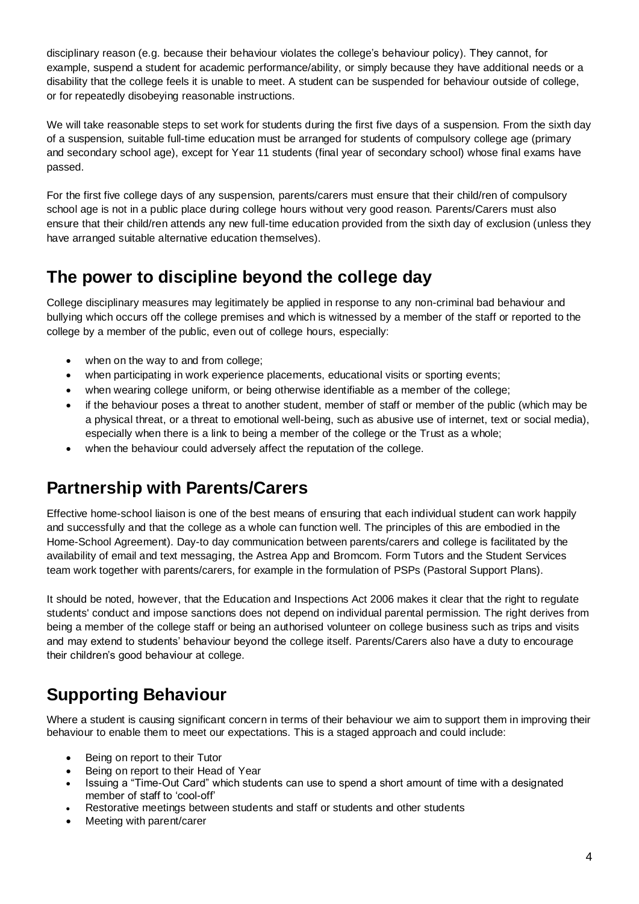disciplinary reason (e.g. because their behaviour violates the college's behaviour policy). They cannot, for example, suspend a student for academic performance/ability, or simply because they have additional needs or a disability that the college feels it is unable to meet. A student can be suspended for behaviour outside of college, or for repeatedly disobeying reasonable instructions.

We will take reasonable steps to set work for students during the first five days of a suspension. From the sixth day of a suspension, suitable full-time education must be arranged for students of compulsory college age (primary and secondary school age), except for Year 11 students (final year of secondary school) whose final exams have passed.

For the first five college days of any suspension, parents/carers must ensure that their child/ren of compulsory school age is not in a public place during college hours without very good reason. Parents/Carers must also ensure that their child/ren attends any new full-time education provided from the sixth day of exclusion (unless they have arranged suitable alternative education themselves).

## The power to discipline beyond the college day

College disciplinary measures may legitimately be applied in response to any non-criminal bad behaviour and bullying which occurs off the college premises and which is witnessed by a member of the staff or reported to the college by a member of the public, even out of college hours, especially:

- when on the way to and from college;
- when participating in work experience placements, educational visits or sporting events;
- when wearing college uniform, or being otherwise identifiable as a member of the college;
- if the behaviour poses a threat to another student, member of staff or member of the public (which may be a physical threat, or a threat to emotional well-being, such as abusive use of internet, text or social media), especially when there is a link to being a member of the college or the Trust as a whole;
- when the behaviour could adversely affect the reputation of the college.

## Partnership with Parents/Carers

Effective home-school liaison is one of the best means of ensuring that each individual student can work happily and successfully and that the college as a whole can function well. The principles of this are embodied in the Home-School Agreement). Day-to day communication between parents/carers and college is facilitated by the availability of email and text messaging, the Astrea App and Bromcom. Form Tutors and the Student Services team work together with parents/carers, for example in the formulation of PSPs (Pastoral Support Plans).

It should be noted, however, that the Education and Inspections Act 2006 makes it clear that the right to regulate students' conduct and impose sanctions does not depend on individual parental permission. The right derives from being a member of the college staff or being an authorised volunteer on college business such as trips and visits and may extend to students' behaviour beyond the college itself. Parents/Carers also have a duty to encourage their children's good behaviour at college.

## Supporting Behaviour

Where a student is causing significant concern in terms of their behaviour we aim to support them in improving their behaviour to enable them to meet our expectations. This is a staged approach and could include:

- Being on report to their Tutor
- Being on report to their Head of Year
- Issuing a "Time-Out Card" which students can use to spend a short amount of time with a designated member of staff to 'cool-off'
- Restorative meetings between students and staff or students and other students
- Meeting with parent/carer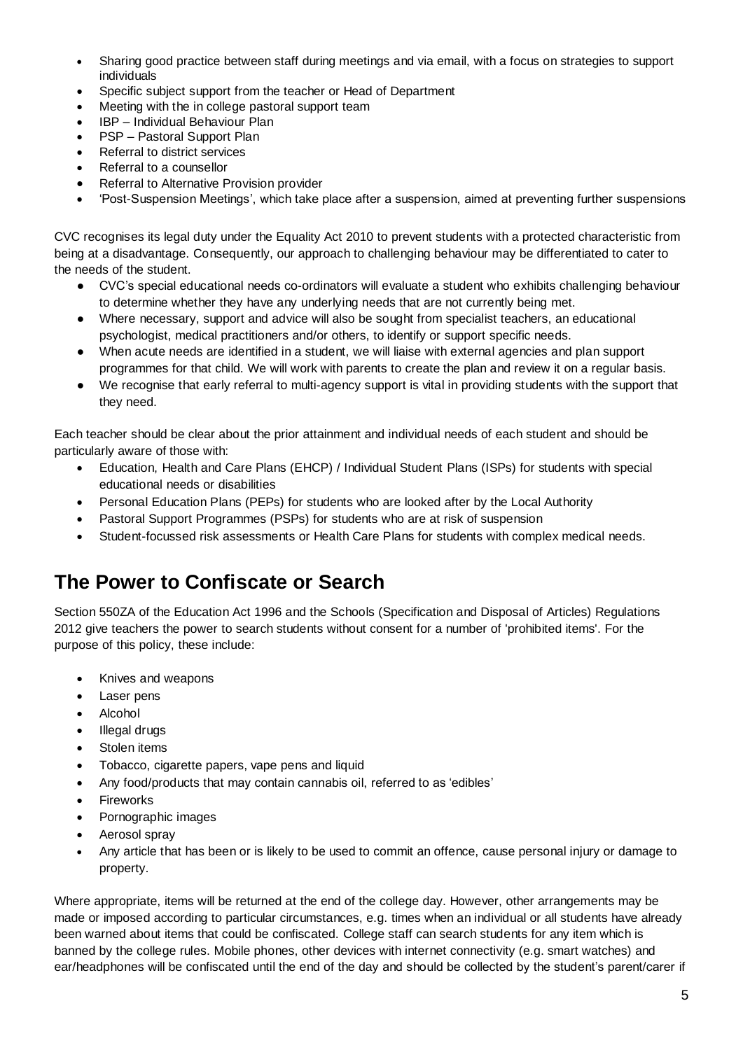- Sharing good practice between staff during meetings and via email, with a focus on strategies to support individuals
- Specific subject support from the teacher or Head of Department
- Meeting with the in college pastoral support team
- IBP – Individual Behaviour Plan
- PSP – Pastoral Support Plan
- Referral to district services
- Referral to a counsellor
- Referral to Alternative Provision provider
- 'Post-Suspension Meetings', which take place after a suspension, aimed at preventing further suspensions

CVC recognises its legal duty under the Equality Act 2010 to prevent students with a protected characteristic from being at a disadvantage. Consequently, our approach to challenging behaviour may be differentiated to cater to the needs of the student.

- CVC's special educational needs co-ordinators will evaluate a student who exhibits challenging behaviour to determine whether they have any underlying needs that are not currently being met.
- Where necessary, support and advice will also be sought from specialist teachers, an educational psychologist, medical practitioners and/or others, to identify or support specific needs.
- When acute needs are identified in a student, we will liaise with external agencies and plan support programmes for that child. We will work with parents to create the plan and review it on a regular basis.
- We recognise that early referral to multi-agency support is vital in providing students with the support that they need.

Each teacher should be clear about the prior attainment and individual needs of each student and should be particularly aware of those with:

- Education, Health and Care Plans (EHCP) / Individual Student Plans (ISPs) for students with special educational needs or disabilities
- Personal Education Plans (PEPs) for students who are looked after by the Local Authority
- Pastoral Support Programmes (PSPs) for students who are at risk of suspension
- Student-focussed risk assessments or Health Care Plans for students with complex medical needs.

## The Power to Confiscate or Search

Section 550ZA of the Education Act 1996 and the Schools (Specification and Disposal of Articles) Regulations 2012 give teachers the power to search students without consent for a number of 'prohibited items'. For the purpose of this policy, these include:

- Knives and weapons
- Laser pens
- Alcohol
- Illegal drugs
- Stolen items
- Tobacco, cigarette papers, vape pens and liquid
- Any food/products that may contain cannabis oil, referred to as 'edibles'
- Fireworks
- Pornographic images
- Aerosol spray
- Any article that has been or is likely to be used to commit an offence, cause personal injury or damage to property.

Where appropriate, items will be returned at the end of the college day. However, other arrangements may be made or imposed according to particular circumstances, e.g. times when an individual or all students have already been warned about items that could be confiscated. College staff can search students for any item which is banned by the college rules. Mobile phones, other devices with internet connectivity (e.g. smart watches) and ear/headphones will be confiscated until the end of the day and should be collected by the student's parent/carer if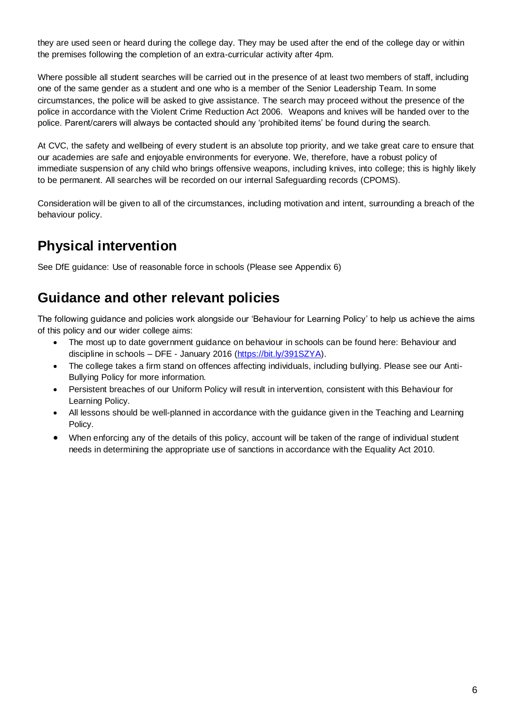they are used seen or heard during the college day. They may be used after the end of the college day or within the premises following the completion of an extra-curricular activity after 4pm.

Where possible all student searches will be carried out in the presence of at least two members of staff, including one of the same gender as a student and one who is a member of the Senior Leadership Team. In some circumstances, the police will be asked to give assistance. The search may proceed without the presence of the police in accordance with the Violent Crime Reduction Act 2006. Weapons and knives will be handed over to the police. Parent/carers will always be contacted should any 'prohibited items' be found during the search.

At CVC, the safety and wellbeing of every student is an absolute top priority, and we take great care to ensure that our academies are safe and enjoyable environments for everyone. We, therefore, have a robust policy of immediate suspension of any child who brings offensive weapons, including knives, into college; this is highly likely to be permanent. All searches will be recorded on our internal Safeguarding records (CPOMS).

Consideration will be given to all of the circumstances, including motivation and intent, surrounding a breach of the behaviour policy.

## Physical intervention

See DfE guidance: Use of reasonable force in schools (Please see Appendix 6)

## Guidance and other relevant policies

The following guidance and policies work alongside our 'Behaviour for Learning Policy' to help us achieve the aims of this policy and our wider college aims:

- The most up to date government guidance on behaviour in schools can be found here: Behaviour and discipline in schools – DFE - January 2016 ([https://bit.ly/391SZYA](https://bit.ly/391SZYA)).
- The college takes a firm stand on offences affecting individuals, including bullying. Please see our Anti-Bullying Policy for more information.
- Persistent breaches of our Uniform Policy will result in intervention, consistent with this Behaviour for Learning Policy.
- All lessons should be well-planned in accordance with the guidance given in the Teaching and Learning Policy.
- When enforcing any of the details of this policy, account will be taken of the range of individual student needs in determining the appropriate use of sanctions in accordance with the Equality Act 2010.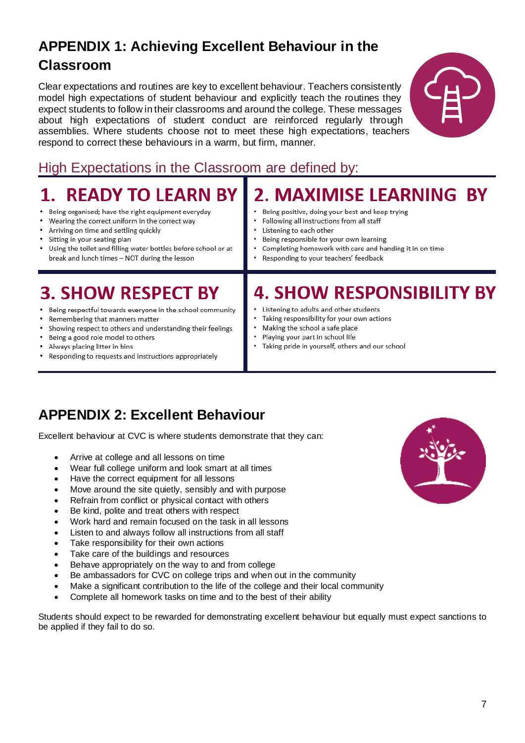## APPENDIX 1: Achieving Excellent Behaviour in the Classroom

Clear expectations and routines are key to excellent behaviour. Teachers consistently model high expectations of student behaviour and explicitly teach the routines they expect students to follow in their classrooms and around the college. These messages about high expectations of student conduct are reinforced regularly through assemblies. Where students choose not to meet these high expectations, teachers respond to correct these behaviours in a warm, but firm, manner.

### High Expectations in the Classroom are defined by:

#### 1. READY TO LEARN BY

- Being organised; have the right equipment everyday
- Wearing the correct uniform in the correct way
- Arriving on time and settling quickly
- Sitting in your seating plan
- Using the toilet and filling water bottles before school or at break and lunch times – NOT during the lesson

#### 2. MAXIMISE LEARNING BY

- Being positive, doing your best and keep trying
- Following all instructions from all staff
- Listening to each other
- Being responsible for your own learning
- Completing homework with care and handing it in on time
- Responding to your teachers' feedback

#### 3. SHOW RESPECT BY

- Being respectful towards everyone in the school community
- Remembering that manners matter
- Showing respect to others and understanding their feelings
- Being a good role model to others
- Always placing litter in bins
- Responding to requests and instructions appropriately

#### 4. SHOW RESPONSIBILITY BY

- Listening to adults and other students
- Taking responsibility for your own actions
- Making the school a safe place
- Playing your part in school life
- Taking pride in yourself, others and our school

## APPENDIX 2: Excellent Behaviour

Excellent behaviour at CVC is where students demonstrate that they can:

- Arrive at college and all lessons on time
- Wear full college uniform and look smart at all times
- Have the correct equipment for all lessons
- Move around the site quietly, sensibly and with purpose
- Refrain from conflict or physical contact with others
- Be kind, polite and treat others with respect
- Work hard and remain focused on the task in all lessons
- Listen to and always follow all instructions from all staff
- Take responsibility for their own actions
- Take care of the buildings and resources
- Behave appropriately on the way to and from college
- Be ambassadors for CVC on college trips and when out in the community
- Make a significant contribution to the life of the college and their local community
- Complete all homework tasks on time and to the best of their ability

Students should expect to be rewarded for demonstrating excellent behaviour but equally must expect sanctions to be applied if they fail to do so.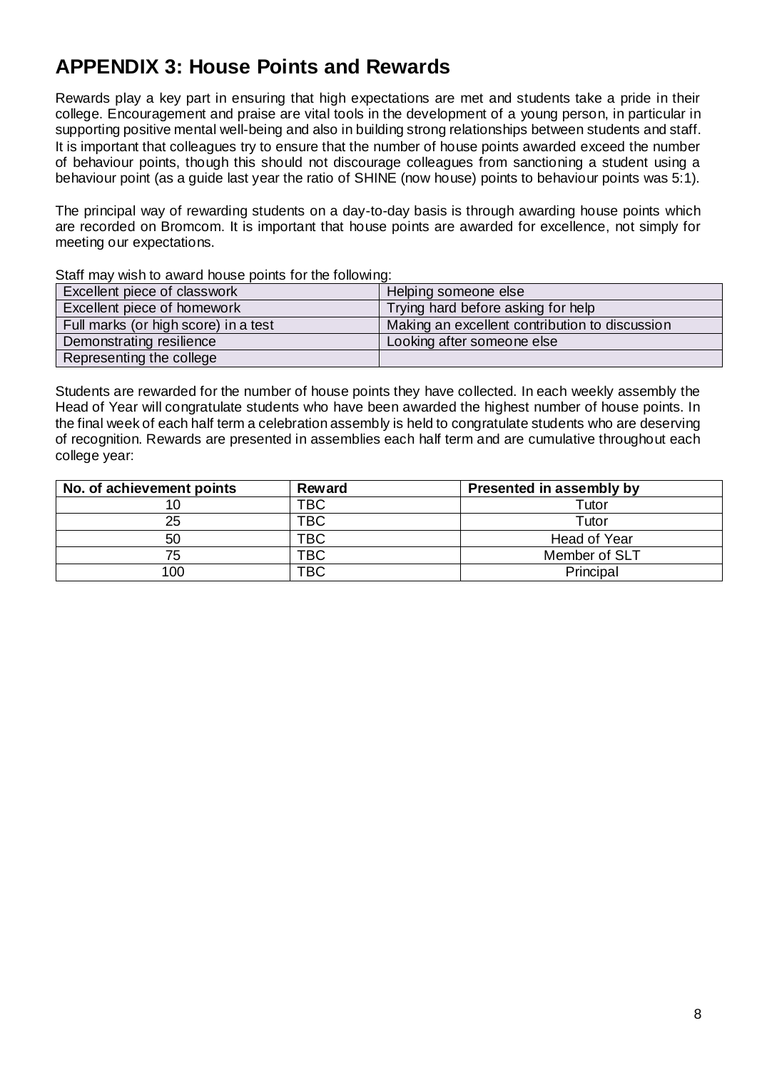# APPENDIX 3: House Points and Rewards

Rewards play a key part in ensuring that high expectations are met and students take a pride in their college. Encouragement and praise are vital tools in the development of a young person, in particular in supporting positive mental well-being and also in building strong relationships between students and staff. It is important that colleagues try to ensure that the number of house points awarded exceed the number of behaviour points, though this should not discourage colleagues from sanctioning a student using a behaviour point (as a guide last year the ratio of SHINE (now house) points to behaviour points was 5:1).

The principal way of rewarding students on a day-to-day basis is through awarding house points which are recorded on Bromcom. It is important that house points are awarded for excellence, not simply for meeting our expectations.

Staff may wish to award house points for the following:

| | |
|---|---|
| Excellent piece of classwork | Helping someone else |
| Excellent piece of homework | Trying hard before asking for help |
| Full marks (or high score) in a test | Making an excellent contribution to discussion |
| Demonstrating resilience | Looking after someone else |
| Representing the college | |

Students are rewarded for the number of house points they have collected. In each weekly assembly the Head of Year will congratulate students who have been awarded the highest number of house points. In the final week of each half term a celebration assembly is held to congratulate students who are deserving of recognition. Rewards are presented in assemblies each half term and are cumulative throughout each college year:

| No. of achievement points | Reward | Presented in assembly by |
|---|---|---|
| 10 | TBC | Tutor |
| 25 | TBC | Tutor |
| 50 | TBC | Head of Year |
| 75 | TBC | Member of SLT |
| 100 | TBC | Principal |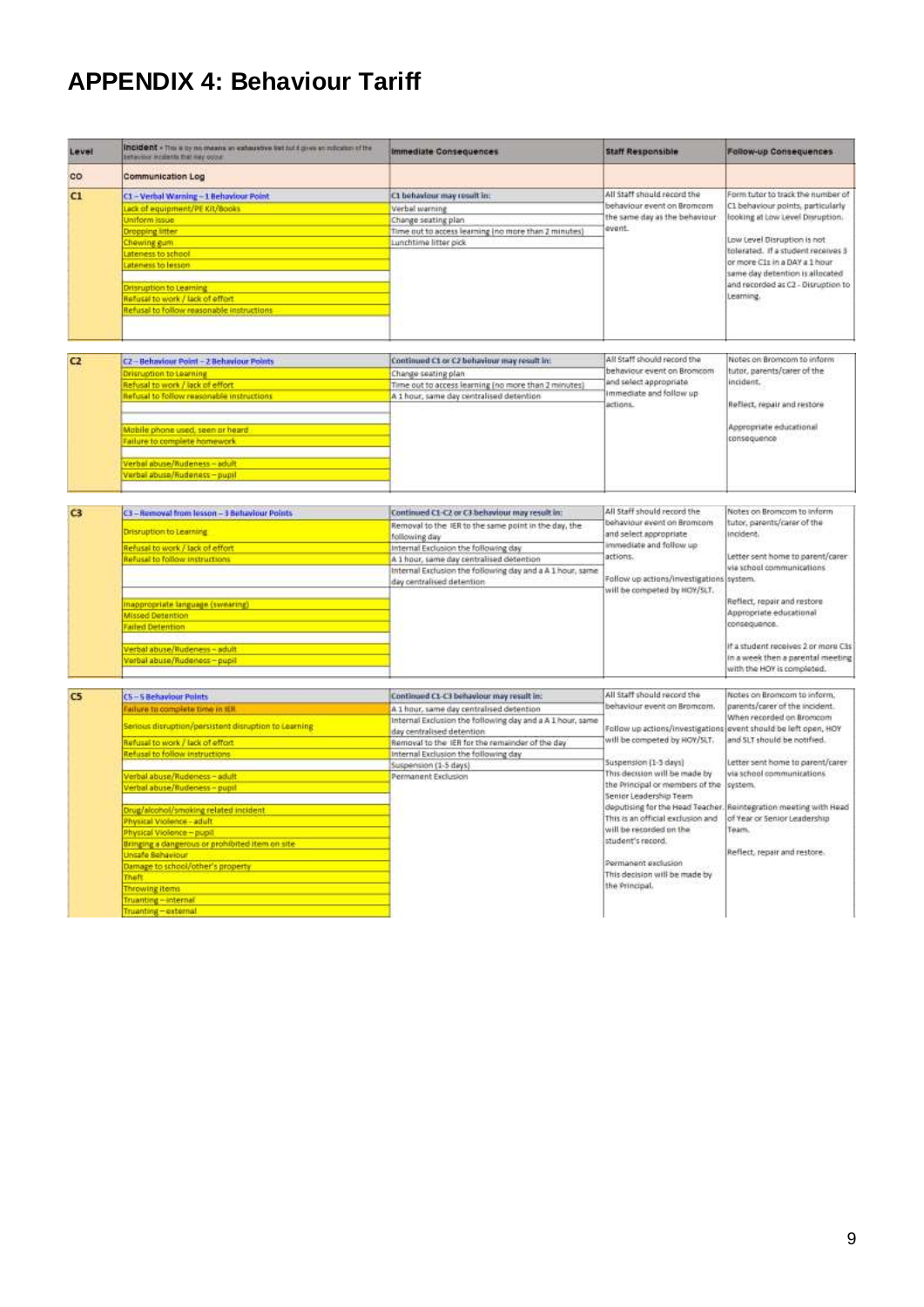# APPENDIX 4: Behaviour Tariff

| Level | Incident - This is by no means an exhaustive list but it gives an indication of the behaviour incidents that may occur | Immediate Consequences | Staff Responsible | Follow-up Consequences |
|---|---|---|---|---|
| CO | Communication Log | | | |
| C1 | C1 – Verbal Warning – 1 Behaviour Point<br>Lack of equipment/PE Kit/Books<br>Uniform issue<br>Dropping litter<br>Chewing gum<br>Lateness to school<br>Lateness to lesson<br><br>Disruption to Learning<br>Refusal to work / lack of effort<br>Refusal to follow reasonable instructions | C1 behaviour may result in:<br>Verbal warning<br>Change seating plan<br>Time out to access learning (no more than 2 minutes)<br>Lunchtime litter pick | All Staff should record the behaviour event on Bromcom the same day as the behaviour event. | Form tutor to track the number of C1 behaviour points, particularly looking at Low Level Disruption.<br><br>Low Level Disruption is not tolerated. If a student receives 3 or more C1s in a DAY a 1 hour same day detention is allocated and recorded as C2 - Disruption to Learning. |
| C2 | C2 – Behaviour Point – 2 Behaviour Points<br>Disruption to Learning<br>Refusal to work / lack of effort<br>Refusal to follow reasonable instructions<br><br>Mobile phone used, seen or heard<br>Failure to complete homework<br><br>Verbal abuse/Rudeness – adult<br>Verbal abuse/Rudeness – pupil | Continued C1 or C2 behaviour may result in:<br>Change seating plan<br>Time out to access learning (no more than 2 minutes)<br>A 1 hour, same day centralised detention | All Staff should record the behaviour event on Bromcom and select appropriate immediate and follow up actions. | Notes on Bromcom to inform tutor, parents/carer of the incident.<br><br>Reflect, repair and restore<br><br>Appropriate educational consequence |
| C3 | C3 – Removal from lesson – 3 Behaviour Points<br>Disruption to Learning<br>Refusal to work / lack of effort<br>Refusal to follow instructions<br><br>Inappropriate language (swearing)<br>Missed Detention<br>Failed Detention<br><br>Verbal abuse/Rudeness – adult<br>Verbal abuse/Rudeness – pupil | Continued C1-C2 or C3 behaviour may result in:<br>Removal to the IER to the same point in the day, the following day<br>Internal Exclusion the following day<br>A 1 hour, same day centralised detention<br>Internal Exclusion the following day and a A 1 hour, same day centralised detention | All Staff should record the behaviour event on Bromcom and select appropriate immediate and follow up actions.<br><br>Follow up actions/investigations will be competed by HOY/SLT. | Notes on Bromcom to inform tutor, parents/carer of the incident.<br><br>Letter sent home to parent/carer via school communications system.<br><br>Reflect, repair and restore<br>Appropriate educational consequence.<br><br>If a student receives 2 or more C3s in a week then a parental meeting with the HOY is completed. |
| C5 | C5 – 5 Behaviour Points<br>Failure to complete time in IER<br>Serious disruption/persistent disruption to Learning<br>Refusal to work / lack of effort<br>Refusal to follow instructions<br><br>Verbal abuse/Rudeness – adult<br>Verbal abuse/Rudeness – pupil<br><br>Drug/alcohol/smoking related incident<br>Physical Violence - adult<br>Physical Violence – pupil<br>Bringing a dangerous or prohibited item on site<br>Unsafe Behaviour<br>Damage to school/other's property<br>Theft<br>Throwing items<br>Truanting – internal<br>Truanting – external | Continued C1-C3 behaviour may result in:<br>A 1 hour, same day centralised detention<br>Internal Exclusion the following day and a A 1 hour, same day centralised detention<br>Removal to the IER for the remainder of the day<br>Internal Exclusion the following day<br>Suspension (1-5 days)<br>Permanent Exclusion | All Staff should record the behaviour event on Bromcom.<br><br>Follow up actions/investigations will be competed by HOY/SLT.<br><br>Suspension (1-5 days)<br>This decision will be made by the Principal or members of the Senior Leadership Team deputising for the Head Teacher. This is an official exclusion and will be recorded on the student's record.<br><br>Permanent exclusion<br>This decision will be made by the Principal. | Notes on Bromcom to inform, parents/carer of the incident. When recorded on Bromcom event should be left open, HOY and SLT should be notified.<br><br>Letter sent home to parent/carer via school communications system.<br><br>Reintegration meeting with Head of Year or Senior Leadership Team.<br><br>Reflect, repair and restore. |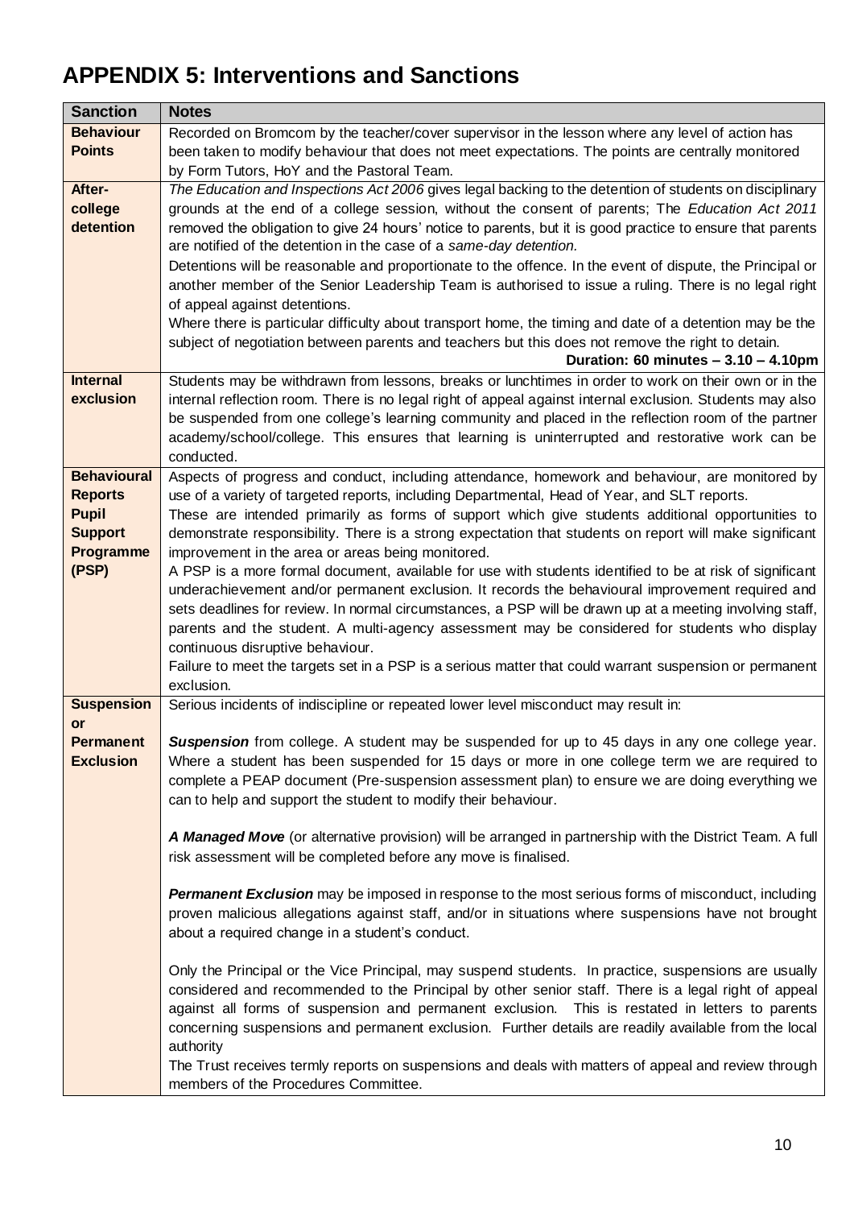# APPENDIX 5: Interventions and Sanctions

| Sanction | Notes |
|---|---|
| **Behaviour Points** | Recorded on Bromcom by the teacher/cover supervisor in the lesson where any level of action has been taken to modify behaviour that does not meet expectations. The points are centrally monitored by Form Tutors, HoY and the Pastoral Team. |
| **After-college detention** | *The Education and Inspections Act 2006* gives legal backing to the detention of students on disciplinary grounds at the end of a college session, without the consent of parents; The *Education Act 2011* removed the obligation to give 24 hours' notice to parents, but it is good practice to ensure that parents are notified of the detention in the case of a *same-day detention.*<br>Detentions will be reasonable and proportionate to the offence. In the event of dispute, the Principal or another member of the Senior Leadership Team is authorised to issue a ruling. There is no legal right of appeal against detentions.<br>Where there is particular difficulty about transport home, the timing and date of a detention may be the subject of negotiation between parents and teachers but this does not remove the right to detain.<br>**Duration: 60 minutes – 3.10 – 4.10pm** |
| **Internal exclusion** | Students may be withdrawn from lessons, breaks or lunchtimes in order to work on their own or in the internal reflection room. There is no legal right of appeal against internal exclusion. Students may also be suspended from one college's learning community and placed in the reflection room of the partner academy/school/college. This ensures that learning is uninterrupted and restorative work can be conducted. |
| **Behavioural Reports Pupil Support Programme (PSP)** | Aspects of progress and conduct, including attendance, homework and behaviour, are monitored by use of a variety of targeted reports, including Departmental, Head of Year, and SLT reports.<br>These are intended primarily as forms of support which give students additional opportunities to demonstrate responsibility. There is a strong expectation that students on report will make significant improvement in the area or areas being monitored.<br>A PSP is a more formal document, available for use with students identified to be at risk of significant underachievement and/or permanent exclusion. It records the behavioural improvement required and sets deadlines for review. In normal circumstances, a PSP will be drawn up at a meeting involving staff, parents and the student. A multi-agency assessment may be considered for students who display continuous disruptive behaviour.<br>Failure to meet the targets set in a PSP is a serious matter that could warrant suspension or permanent exclusion. |
| **Suspension or Permanent Exclusion** | Serious incidents of indiscipline or repeated lower level misconduct may result in:<br><br>***Suspension*** from college. A student may be suspended for up to 45 days in any one college year. Where a student has been suspended for 15 days or more in one college term we are required to complete a PEAP document (Pre-suspension assessment plan) to ensure we are doing everything we can to help and support the student to modify their behaviour.<br><br>***A Managed Move*** (or alternative provision) will be arranged in partnership with the District Team. A full risk assessment will be completed before any move is finalised.<br><br>***Permanent Exclusion*** may be imposed in response to the most serious forms of misconduct, including proven malicious allegations against staff, and/or in situations where suspensions have not brought about a required change in a student's conduct.<br><br>Only the Principal or the Vice Principal, may suspend students. In practice, suspensions are usually considered and recommended to the Principal by other senior staff. There is a legal right of appeal against all forms of suspension and permanent exclusion. This is restated in letters to parents concerning suspensions and permanent exclusion. Further details are readily available from the local authority<br>The Trust receives termly reports on suspensions and deals with matters of appeal and review through members of the Procedures Committee. |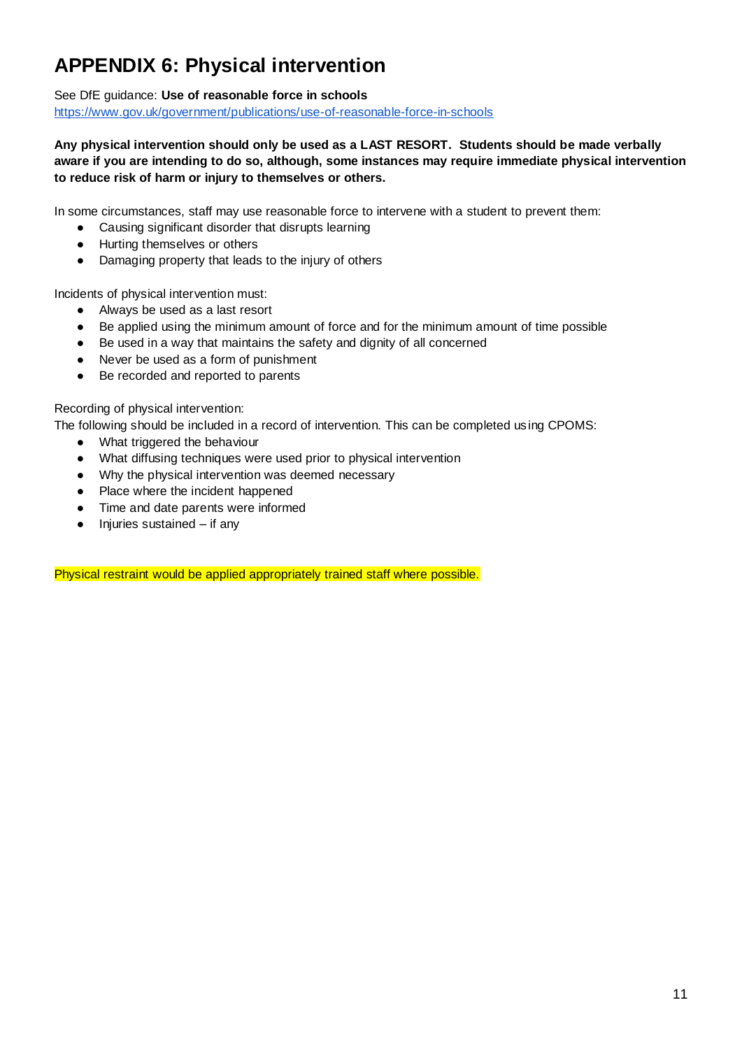# APPENDIX 6: Physical intervention

See DfE guidance: **Use of reasonable force in schools**
https://www.gov.uk/government/publications/use-of-reasonable-force-in-schools

**Any physical intervention should only be used as a LAST RESORT. Students should be made verbally aware if you are intending to do so, although, some instances may require immediate physical intervention to reduce risk of harm or injury to themselves or others.**

In some circumstances, staff may use reasonable force to intervene with a student to prevent them:

- Causing significant disorder that disrupts learning
- Hurting themselves or others
- Damaging property that leads to the injury of others

Incidents of physical intervention must:

- Always be used as a last resort
- Be applied using the minimum amount of force and for the minimum amount of time possible
- Be used in a way that maintains the safety and dignity of all concerned
- Never be used as a form of punishment
- Be recorded and reported to parents

Recording of physical intervention:
The following should be included in a record of intervention. This can be completed using CPOMS:

- What triggered the behaviour
- What diffusing techniques were used prior to physical intervention
- Why the physical intervention was deemed necessary
- Place where the incident happened
- Time and date parents were informed
- Injuries sustained – if any

Physical restraint would be applied appropriately trained staff where possible.